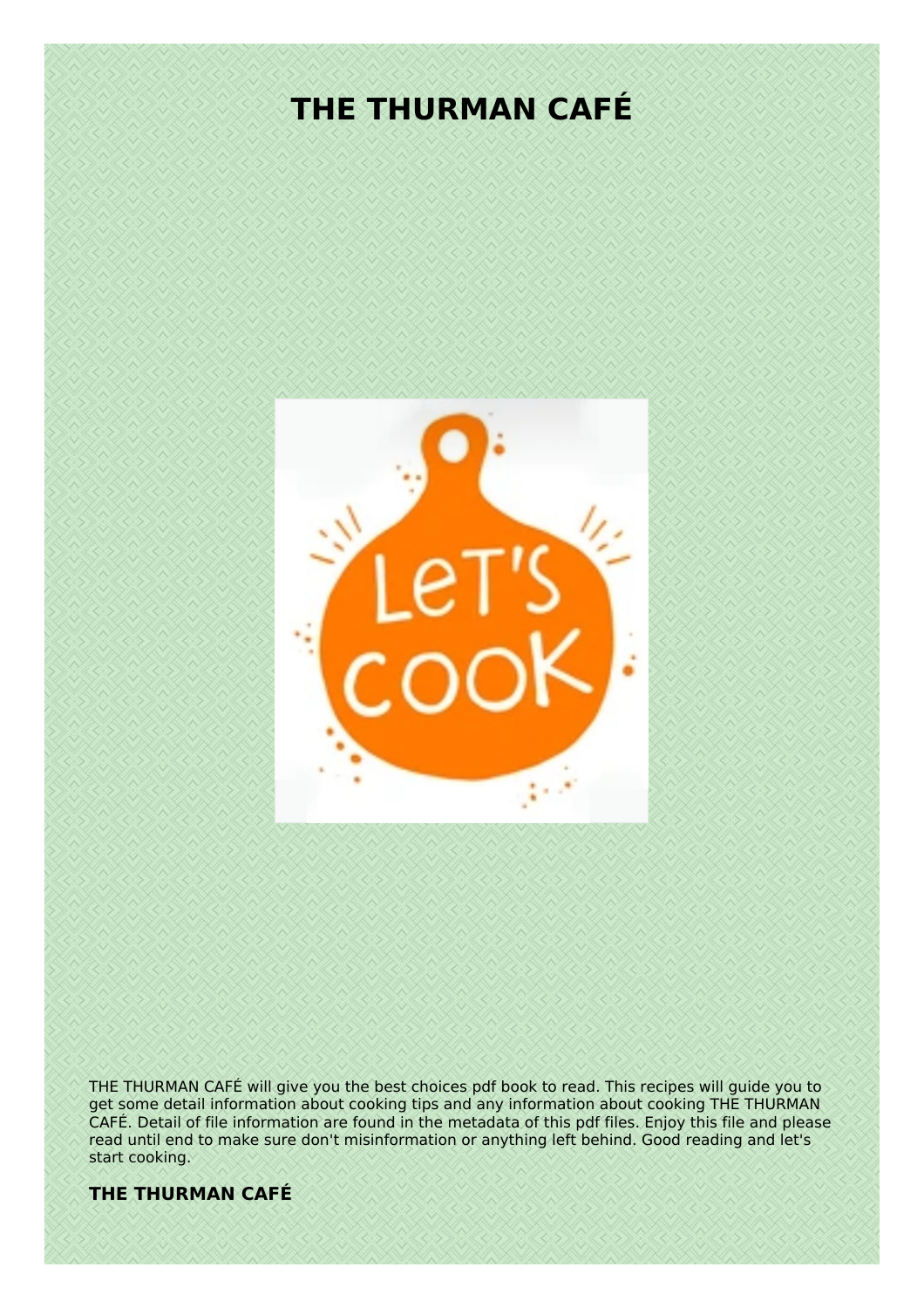# THE THURMAN CAFÉ

THE THURMAN CAFÉ will give you the best choices pdf book to read. This recipes will guide you to get some detail information about cooking tips and any information about cooking THE THURMAN CAFÉ. Detail of file information are found in the metadata of this pdf files. Enjoy this file and please read until end to make sure don't misinformation or anything left behind. Good reading and let's start cooking.

**THE THURMAN CAFÉ**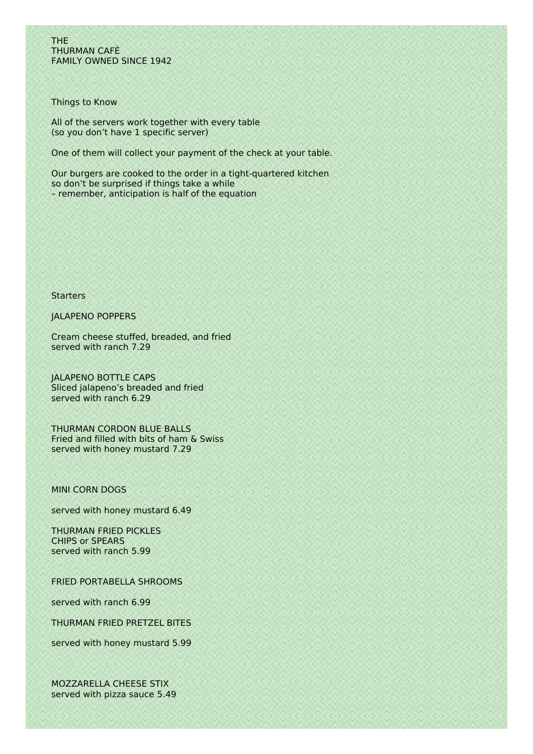# THE
# THURMAN CAFÉ
FAMILY OWNED SINCE 1942

## Things to Know

All of the servers work together with every table
(so you don’t have 1 specific server)

One of them will collect your payment of the check at your table.

Our burgers are cooked to the order in a tight-quartered kitchen
so don’t be surprised if things take a while
– remember, anticipation is half of the equation

## Starters

### JALAPENO POPPERS

Cream cheese stuffed, breaded, and fried
served with ranch 7.29

### JALAPENO BOTTLE CAPS
Sliced jalapeno’s breaded and fried
served with ranch 6.29

### THURMAN CORDON BLUE BALLS
Fried and filled with bits of ham & Swiss
served with honey mustard 7.29

### MINI CORN DOGS

served with honey mustard 6.49

### THURMAN FRIED PICKLES
CHIPS or SPEARS
served with ranch 5.99

### FRIED PORTABELLA SHROOMS

served with ranch 6.99

### THURMAN FRIED PRETZEL BITES

served with honey mustard 5.99

### MOZZARELLA CHEESE STIX
served with pizza sauce 5.49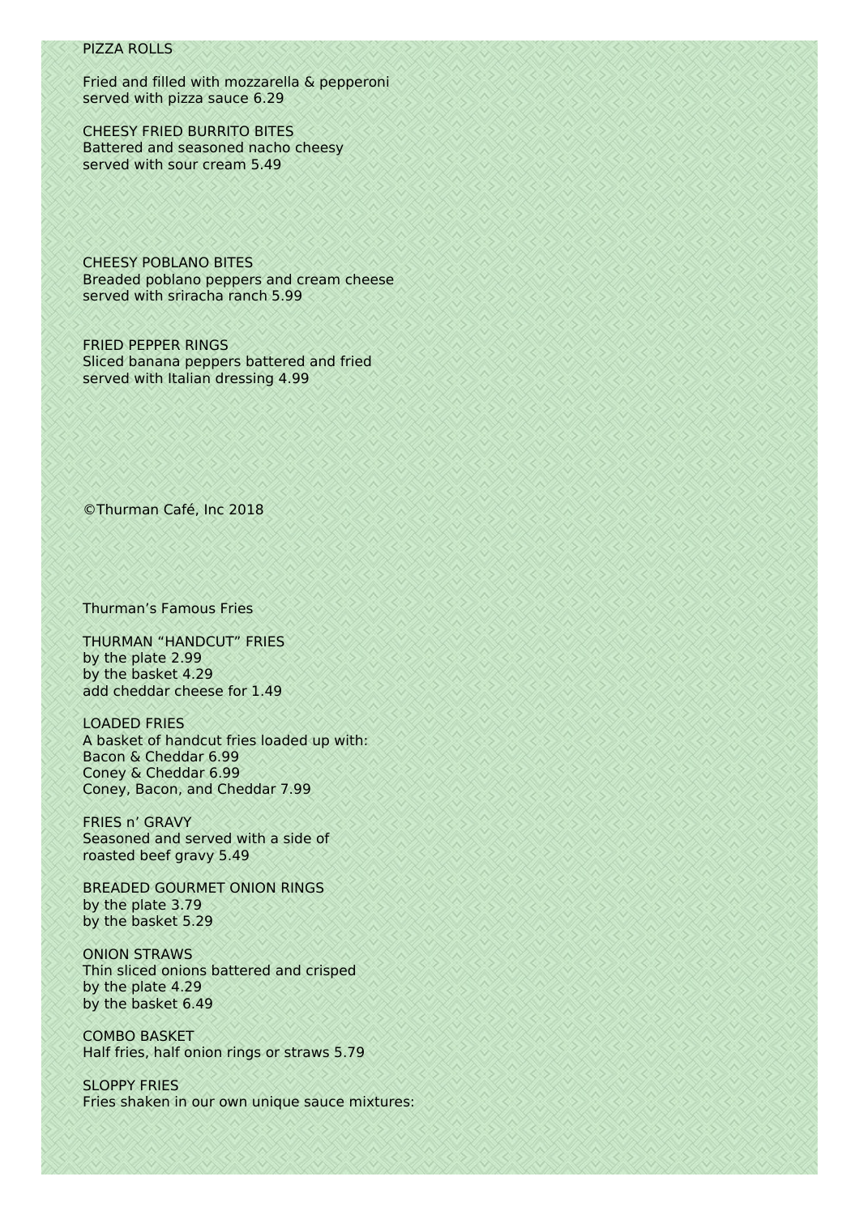PIZZA ROLLS

Fried and filled with mozzarella & pepperoni
served with pizza sauce 6.29

CHEESY FRIED BURRITO BITES
Battered and seasoned nacho cheesy
served with sour cream 5.49

CHEESY POBLANO BITES
Breaded poblano peppers and cream cheese
served with sriracha ranch 5.99

FRIED PEPPER RINGS
Sliced banana peppers battered and fried
served with Italian dressing 4.99

©Thurman Café, Inc 2018

Thurman's Famous Fries

THURMAN "HANDCUT" FRIES
by the plate 2.99
by the basket 4.29
add cheddar cheese for 1.49

LOADED FRIES
A basket of handcut fries loaded up with:
Bacon & Cheddar 6.99
Coney & Cheddar 6.99
Coney, Bacon, and Cheddar 7.99

FRIES n' GRAVY
Seasoned and served with a side of
roasted beef gravy 5.49

BREADED GOURMET ONION RINGS
by the plate 3.79
by the basket 5.29

ONION STRAWS
Thin sliced onions battered and crisped
by the plate 4.29
by the basket 6.49

COMBO BASKET
Half fries, half onion rings or straws 5.79

SLOPPY FRIES
Fries shaken in our own unique sauce mixtures: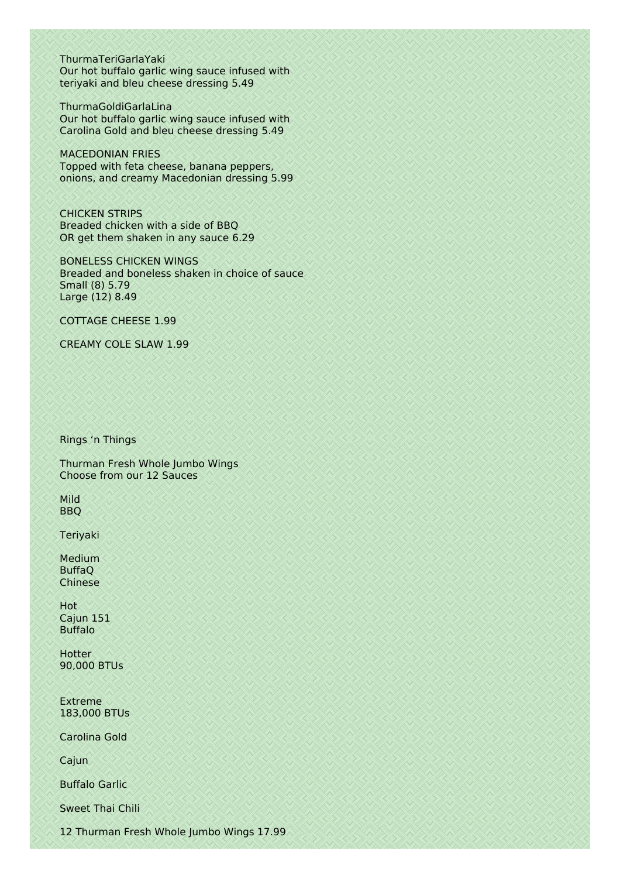ThurmaTeriGarlaYaki
Our hot buffalo garlic wing sauce infused with teriyaki and bleu cheese dressing 5.49

ThurmaGoldiGarlaLina
Our hot buffalo garlic wing sauce infused with Carolina Gold and bleu cheese dressing 5.49

MACEDONIAN FRIES
Topped with feta cheese, banana peppers, onions, and creamy Macedonian dressing 5.99

CHICKEN STRIPS
Breaded chicken with a side of BBQ
OR get them shaken in any sauce 6.29

BONELESS CHICKEN WINGS
Breaded and boneless shaken in choice of sauce
Small (8) 5.79
Large (12) 8.49

COTTAGE CHEESE 1.99

CREAMY COLE SLAW 1.99

Rings 'n Things

Thurman Fresh Whole Jumbo Wings
Choose from our 12 Sauces

Mild
BBQ

Teriyaki

Medium
BuffaQ
Chinese

Hot
Cajun 151
Buffalo

Hotter
90,000 BTUs

Extreme
183,000 BTUs

Carolina Gold

Cajun

Buffalo Garlic

Sweet Thai Chili

12 Thurman Fresh Whole Jumbo Wings 17.99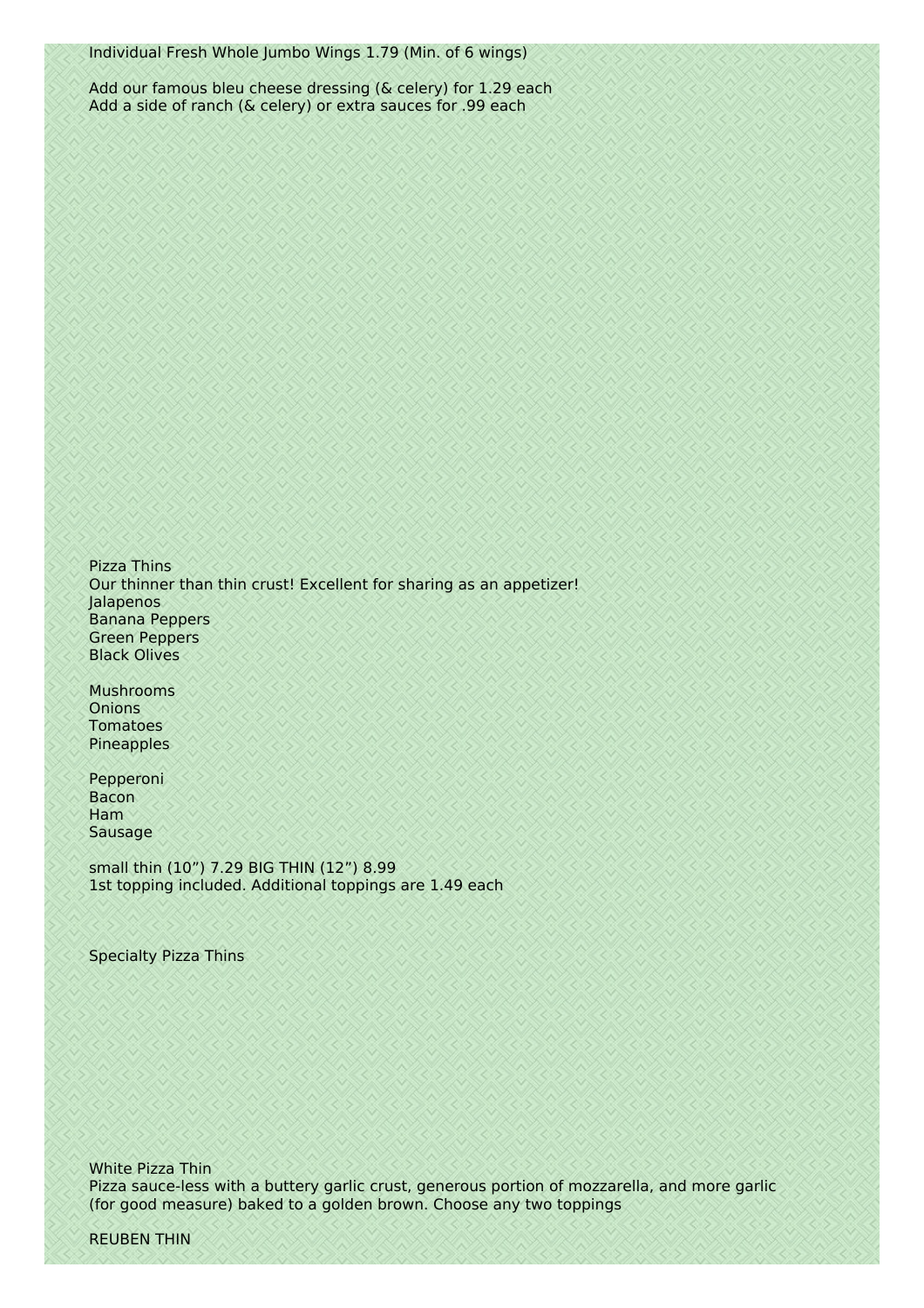Individual Fresh Whole Jumbo Wings 1.79 (Min. of 6 wings)

Add our famous bleu cheese dressing (& celery) for 1.29 each
Add a side of ranch (& celery) or extra sauces for .99 each

## Pizza Thins

Our thinner than thin crust! Excellent for sharing as an appetizer!

Jalapenos
Banana Peppers
Green Peppers
Black Olives

Mushrooms
Onions
Tomatoes
Pineapples

Pepperoni
Bacon
Ham
Sausage

small thin (10”) 7.29 BIG THIN (12”) 8.99
1st topping included. Additional toppings are 1.49 each

## Specialty Pizza Thins

### White Pizza Thin

Pizza sauce-less with a buttery garlic crust, generous portion of mozzarella, and more garlic (for good measure) baked to a golden brown. Choose any two toppings

### REUBEN THIN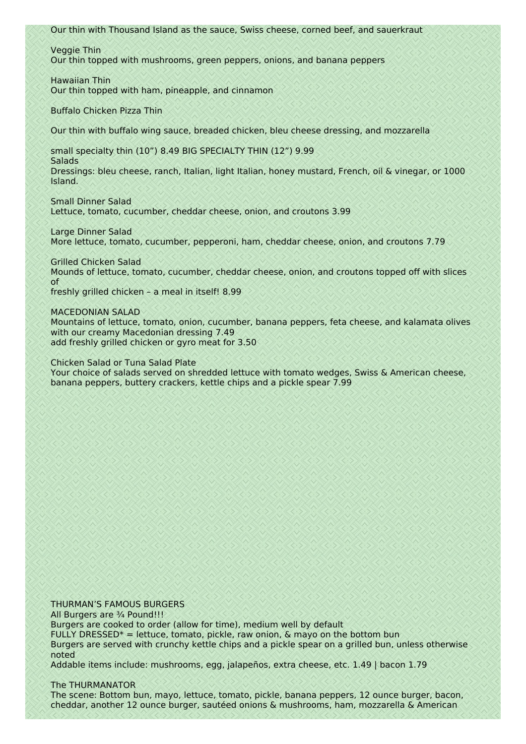Our thin with Thousand Island as the sauce, Swiss cheese, corned beef, and sauerkraut

Veggie Thin
Our thin topped with mushrooms, green peppers, onions, and banana peppers

Hawaiian Thin
Our thin topped with ham, pineapple, and cinnamon

Buffalo Chicken Pizza Thin

Our thin with buffalo wing sauce, breaded chicken, bleu cheese dressing, and mozzarella

small specialty thin (10”) 8.49 BIG SPECIALTY THIN (12”) 9.99

## Salads

Dressings: bleu cheese, ranch, Italian, light Italian, honey mustard, French, oil & vinegar, or 1000 Island.

Small Dinner Salad
Lettuce, tomato, cucumber, cheddar cheese, onion, and croutons 3.99

Large Dinner Salad
More lettuce, tomato, cucumber, pepperoni, ham, cheddar cheese, onion, and croutons 7.79

Grilled Chicken Salad
Mounds of lettuce, tomato, cucumber, cheddar cheese, onion, and croutons topped off with slices of
freshly grilled chicken – a meal in itself! 8.99

MACEDONIAN SALAD
Mountains of lettuce, tomato, onion, cucumber, banana peppers, feta cheese, and kalamata olives with our creamy Macedonian dressing 7.49
add freshly grilled chicken or gyro meat for 3.50

Chicken Salad or Tuna Salad Plate
Your choice of salads served on shredded lettuce with tomato wedges, Swiss & American cheese, banana peppers, buttery crackers, kettle chips and a pickle spear 7.99

## THURMAN’S FAMOUS BURGERS

All Burgers are ¾ Pound!!!
Burgers are cooked to order (allow for time), medium well by default
FULLY DRESSED* = lettuce, tomato, pickle, raw onion, & mayo on the bottom bun
Burgers are served with crunchy kettle chips and a pickle spear on a grilled bun, unless otherwise noted
Addable items include: mushrooms, egg, jalapeños, extra cheese, etc. 1.49 | bacon 1.79

The THURMANATOR
The scene: Bottom bun, mayo, lettuce, tomato, pickle, banana peppers, 12 ounce burger, bacon, cheddar, another 12 ounce burger, sautéed onions & mushrooms, ham, mozzarella & American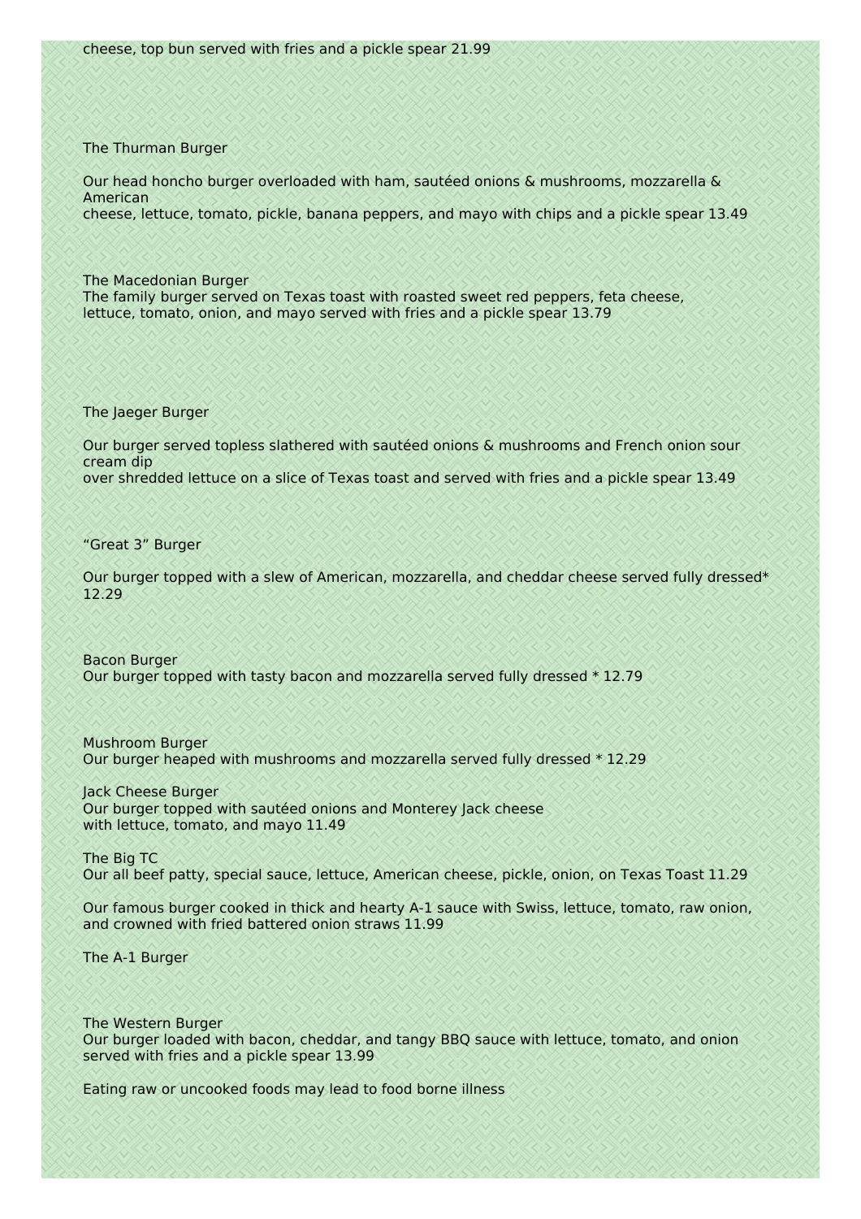cheese, top bun served with fries and a pickle spear 21.99

The Thurman Burger

Our head honcho burger overloaded with ham, sautéed onions & mushrooms, mozzarella & American
cheese, lettuce, tomato, pickle, banana peppers, and mayo with chips and a pickle spear 13.49

The Macedonian Burger
The family burger served on Texas toast with roasted sweet red peppers, feta cheese,
lettuce, tomato, onion, and mayo served with fries and a pickle spear 13.79

The Jaeger Burger

Our burger served topless slathered with sautéed onions & mushrooms and French onion sour cream dip
over shredded lettuce on a slice of Texas toast and served with fries and a pickle spear 13.49

“Great 3” Burger

Our burger topped with a slew of American, mozzarella, and cheddar cheese served fully dressed* 12.29

Bacon Burger
Our burger topped with tasty bacon and mozzarella served fully dressed * 12.79

Mushroom Burger
Our burger heaped with mushrooms and mozzarella served fully dressed * 12.29

Jack Cheese Burger
Our burger topped with sautéed onions and Monterey Jack cheese
with lettuce, tomato, and mayo 11.49

The Big TC
Our all beef patty, special sauce, lettuce, American cheese, pickle, onion, on Texas Toast 11.29

Our famous burger cooked in thick and hearty A-1 sauce with Swiss, lettuce, tomato, raw onion,
and crowned with fried battered onion straws 11.99

The A-1 Burger

The Western Burger
Our burger loaded with bacon, cheddar, and tangy BBQ sauce with lettuce, tomato, and onion
served with fries and a pickle spear 13.99

Eating raw or uncooked foods may lead to food borne illness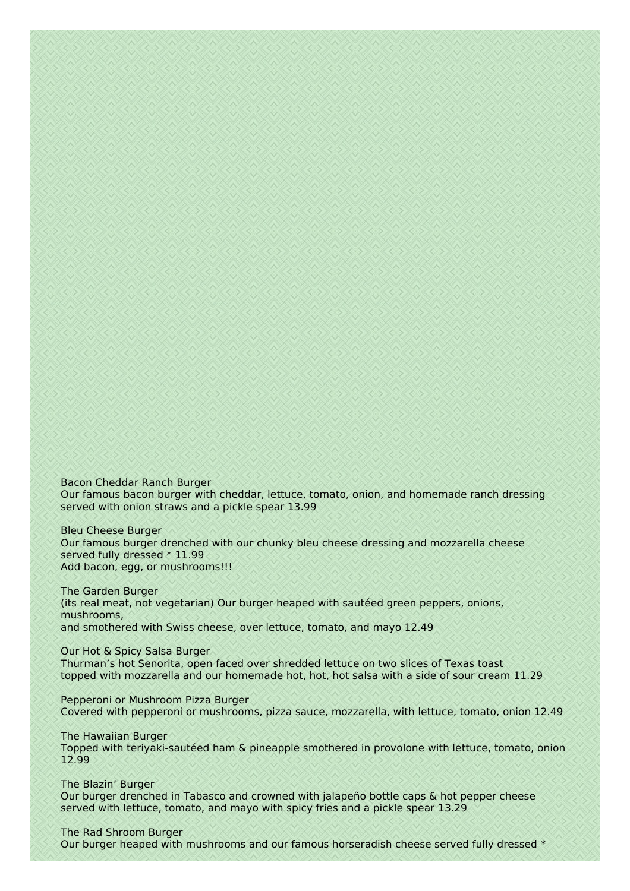Bacon Cheddar Ranch Burger
Our famous bacon burger with cheddar, lettuce, tomato, onion, and homemade ranch dressing served with onion straws and a pickle spear 13.99

Bleu Cheese Burger
Our famous burger drenched with our chunky bleu cheese dressing and mozzarella cheese served fully dressed * 11.99
Add bacon, egg, or mushrooms!!!

The Garden Burger
(its real meat, not vegetarian) Our burger heaped with sautéed green peppers, onions, mushrooms,
and smothered with Swiss cheese, over lettuce, tomato, and mayo 12.49

Our Hot & Spicy Salsa Burger
Thurman's hot Senorita, open faced over shredded lettuce on two slices of Texas toast topped with mozzarella and our homemade hot, hot, hot salsa with a side of sour cream 11.29

Pepperoni or Mushroom Pizza Burger
Covered with pepperoni or mushrooms, pizza sauce, mozzarella, with lettuce, tomato, onion 12.49

The Hawaiian Burger
Topped with teriyaki-sautéed ham & pineapple smothered in provolone with lettuce, tomato, onion 12.99

The Blazin' Burger
Our burger drenched in Tabasco and crowned with jalapeño bottle caps & hot pepper cheese served with lettuce, tomato, and mayo with spicy fries and a pickle spear 13.29

The Rad Shroom Burger
Our burger heaped with mushrooms and our famous horseradish cheese served fully dressed *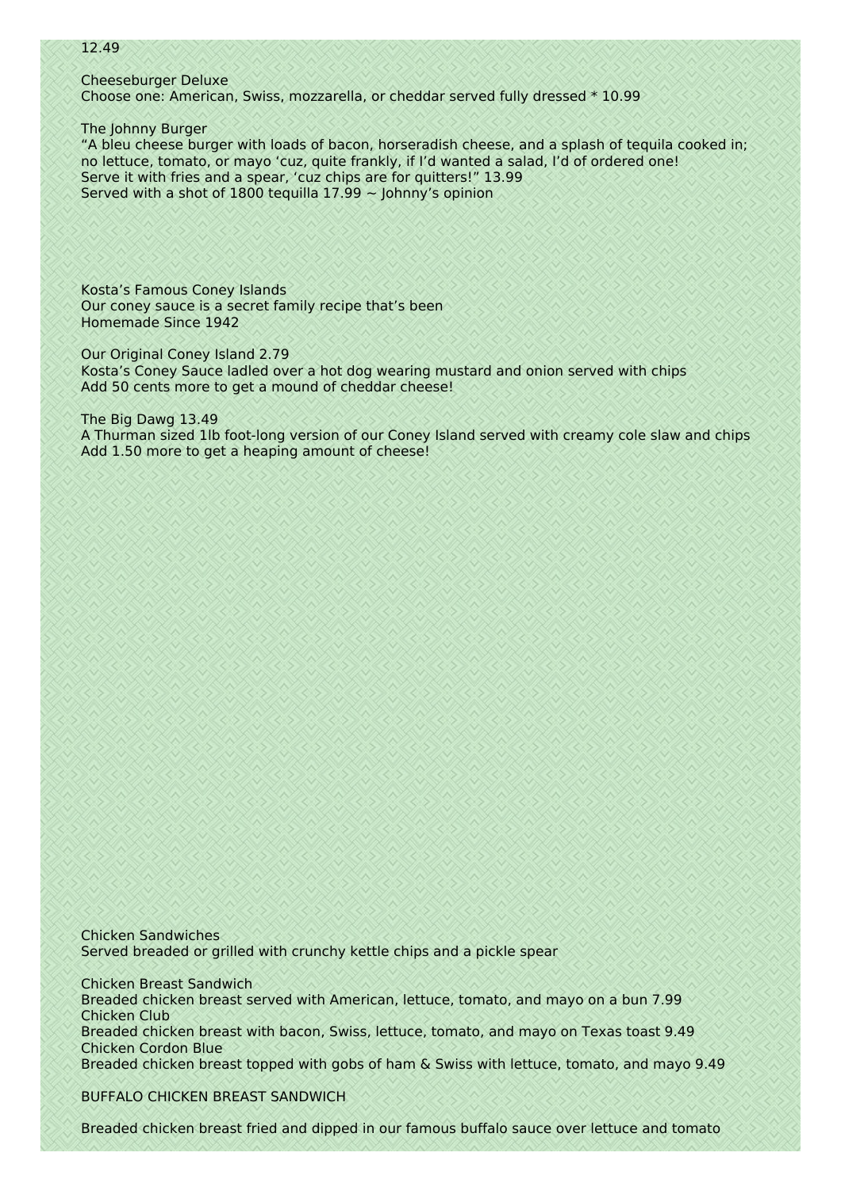12.49

Cheeseburger Deluxe
Choose one: American, Swiss, mozzarella, or cheddar served fully dressed * 10.99

The Johnny Burger
“A bleu cheese burger with loads of bacon, horseradish cheese, and a splash of tequila cooked in; no lettuce, tomato, or mayo ‘cuz, quite frankly, if I’d wanted a salad, I’d of ordered one!
Serve it with fries and a spear, ‘cuz chips are for quitters!” 13.99
Served with a shot of 1800 tequilla 17.99 ~ Johnny’s opinion

## Kosta’s Famous Coney Islands

Our coney sauce is a secret family recipe that’s been
Homemade Since 1942

Our Original Coney Island 2.79
Kosta’s Coney Sauce ladled over a hot dog wearing mustard and onion served with chips
Add 50 cents more to get a mound of cheddar cheese!

The Big Dawg 13.49
A Thurman sized 1lb foot-long version of our Coney Island served with creamy cole slaw and chips
Add 1.50 more to get a heaping amount of cheese!

## Chicken Sandwiches

Served breaded or grilled with crunchy kettle chips and a pickle spear

Chicken Breast Sandwich
Breaded chicken breast served with American, lettuce, tomato, and mayo on a bun 7.99
Chicken Club
Breaded chicken breast with bacon, Swiss, lettuce, tomato, and mayo on Texas toast 9.49
Chicken Cordon Blue
Breaded chicken breast topped with gobs of ham & Swiss with lettuce, tomato, and mayo 9.49

BUFFALO CHICKEN BREAST SANDWICH

Breaded chicken breast fried and dipped in our famous buffalo sauce over lettuce and tomato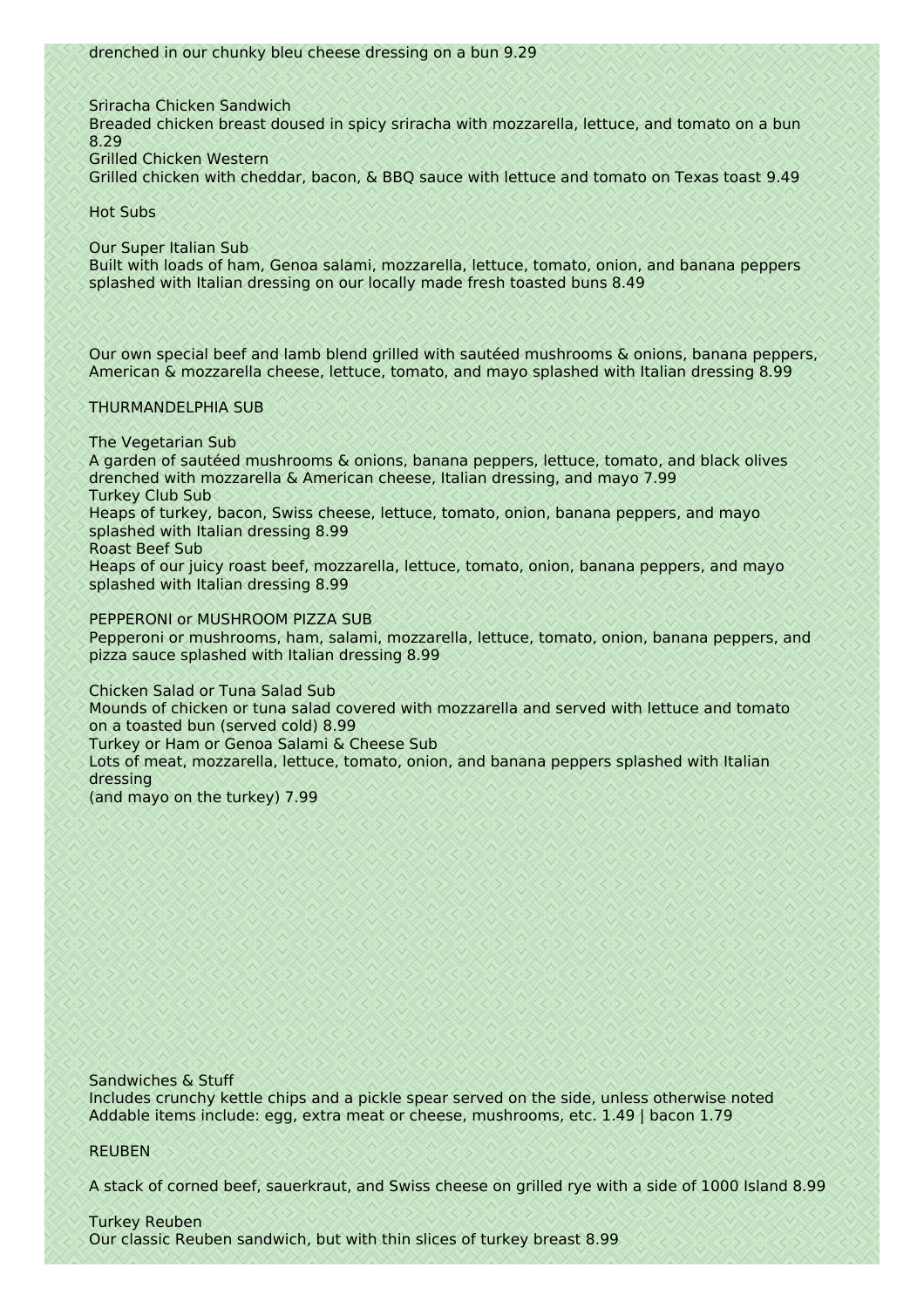drenched in our chunky bleu cheese dressing on a bun 9.29

Sriracha Chicken Sandwich
Breaded chicken breast doused in spicy sriracha with mozzarella, lettuce, and tomato on a bun 8.29

Grilled Chicken Western
Grilled chicken with cheddar, bacon, & BBQ sauce with lettuce and tomato on Texas toast 9.49

## Hot Subs

Our Super Italian Sub
Built with loads of ham, Genoa salami, mozzarella, lettuce, tomato, onion, and banana peppers splashed with Italian dressing on our locally made fresh toasted buns 8.49

Our own special beef and lamb blend grilled with sautéed mushrooms & onions, banana peppers, American & mozzarella cheese, lettuce, tomato, and mayo splashed with Italian dressing 8.99

THURMANDELPHIA SUB

The Vegetarian Sub
A garden of sautéed mushrooms & onions, banana peppers, lettuce, tomato, and black olives drenched with mozzarella & American cheese, Italian dressing, and mayo 7.99

Turkey Club Sub
Heaps of turkey, bacon, Swiss cheese, lettuce, tomato, onion, banana peppers, and mayo splashed with Italian dressing 8.99

Roast Beef Sub
Heaps of our juicy roast beef, mozzarella, lettuce, tomato, onion, banana peppers, and mayo splashed with Italian dressing 8.99

PEPPERONI or MUSHROOM PIZZA SUB
Pepperoni or mushrooms, ham, salami, mozzarella, lettuce, tomato, onion, banana peppers, and pizza sauce splashed with Italian dressing 8.99

Chicken Salad or Tuna Salad Sub
Mounds of chicken or tuna salad covered with mozzarella and served with lettuce and tomato on a toasted bun (served cold) 8.99

Turkey or Ham or Genoa Salami & Cheese Sub
Lots of meat, mozzarella, lettuce, tomato, onion, and banana peppers splashed with Italian dressing
(and mayo on the turkey) 7.99

## Sandwiches & Stuff

Includes crunchy kettle chips and a pickle spear served on the side, unless otherwise noted
Addable items include: egg, extra meat or cheese, mushrooms, etc. 1.49 | bacon 1.79

REUBEN

A stack of corned beef, sauerkraut, and Swiss cheese on grilled rye with a side of 1000 Island 8.99

Turkey Reuben
Our classic Reuben sandwich, but with thin slices of turkey breast 8.99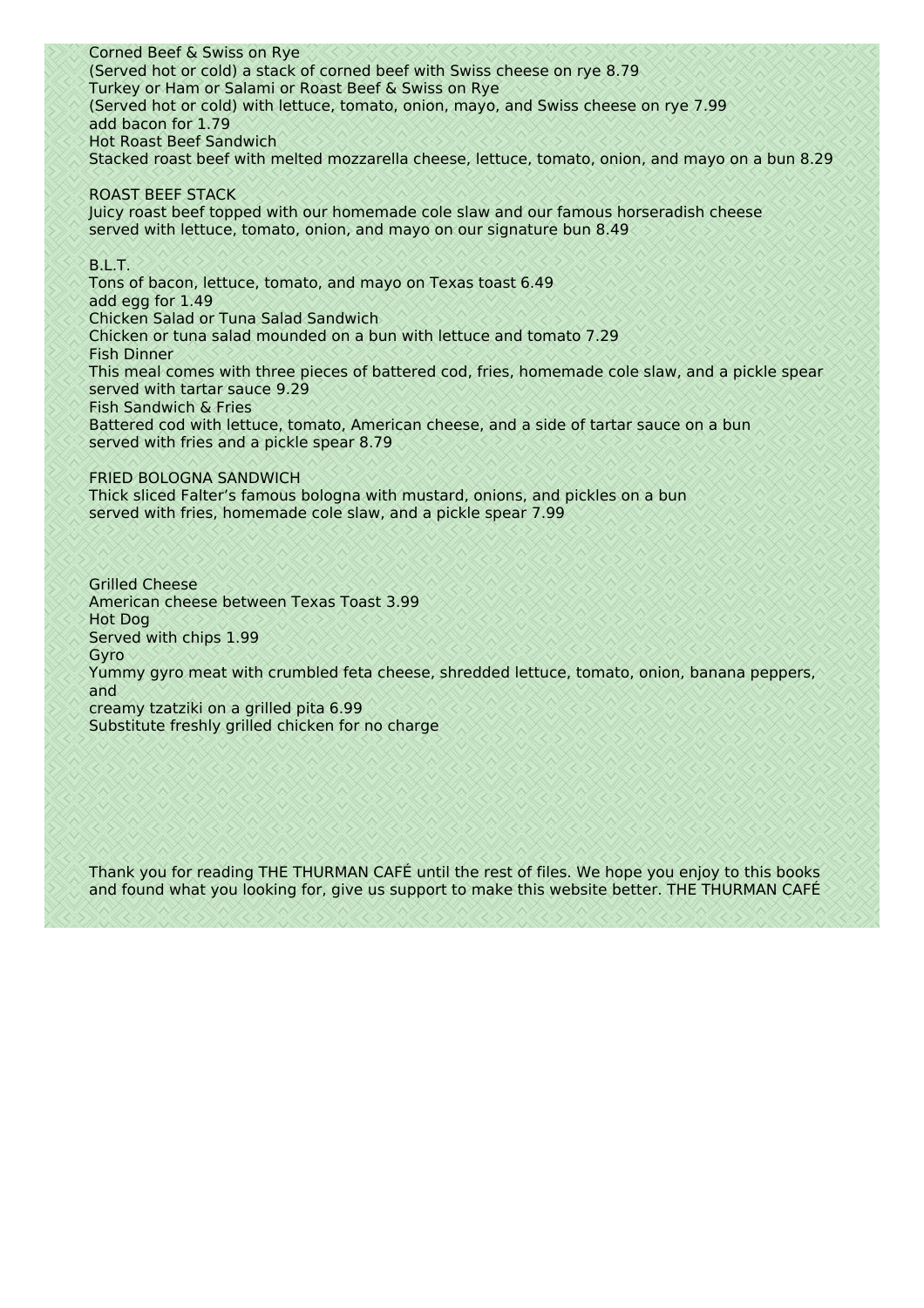Corned Beef & Swiss on Rye
(Served hot or cold) a stack of corned beef with Swiss cheese on rye 8.79
Turkey or Ham or Salami or Roast Beef & Swiss on Rye
(Served hot or cold) with lettuce, tomato, onion, mayo, and Swiss cheese on rye 7.99
add bacon for 1.79
Hot Roast Beef Sandwich
Stacked roast beef with melted mozzarella cheese, lettuce, tomato, onion, and mayo on a bun 8.29

ROAST BEEF STACK
Juicy roast beef topped with our homemade cole slaw and our famous horseradish cheese
served with lettuce, tomato, onion, and mayo on our signature bun 8.49

B.L.T.
Tons of bacon, lettuce, tomato, and mayo on Texas toast 6.49
add egg for 1.49
Chicken Salad or Tuna Salad Sandwich
Chicken or tuna salad mounded on a bun with lettuce and tomato 7.29
Fish Dinner
This meal comes with three pieces of battered cod, fries, homemade cole slaw, and a pickle spear
served with tartar sauce 9.29
Fish Sandwich & Fries
Battered cod with lettuce, tomato, American cheese, and a side of tartar sauce on a bun
served with fries and a pickle spear 8.79

FRIED BOLOGNA SANDWICH
Thick sliced Falter's famous bologna with mustard, onions, and pickles on a bun
served with fries, homemade cole slaw, and a pickle spear 7.99

Grilled Cheese
American cheese between Texas Toast 3.99
Hot Dog
Served with chips 1.99
Gyro
Yummy gyro meat with crumbled feta cheese, shredded lettuce, tomato, onion, banana peppers, and
creamy tzatziki on a grilled pita 6.99
Substitute freshly grilled chicken for no charge

Thank you for reading THE THURMAN CAFÉ until the rest of files. We hope you enjoy to this books and found what you looking for, give us support to make this website better. THE THURMAN CAFÉ